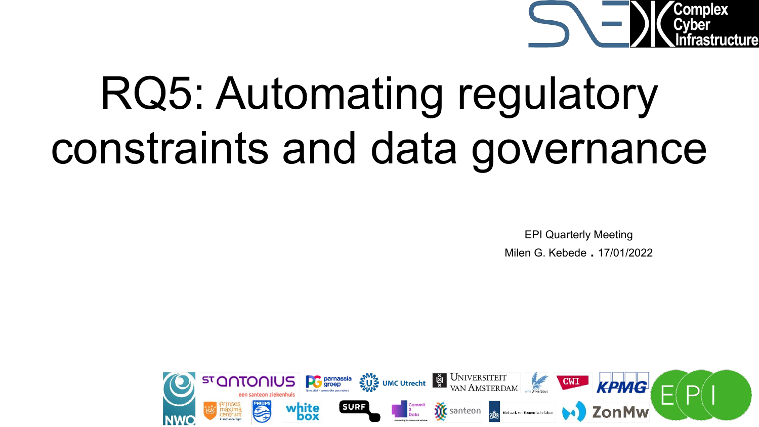# RQ5: Automating regulatory constraints and data governance

EPI Quarterly Meeting

Milen G. Kebede . 17/01/2022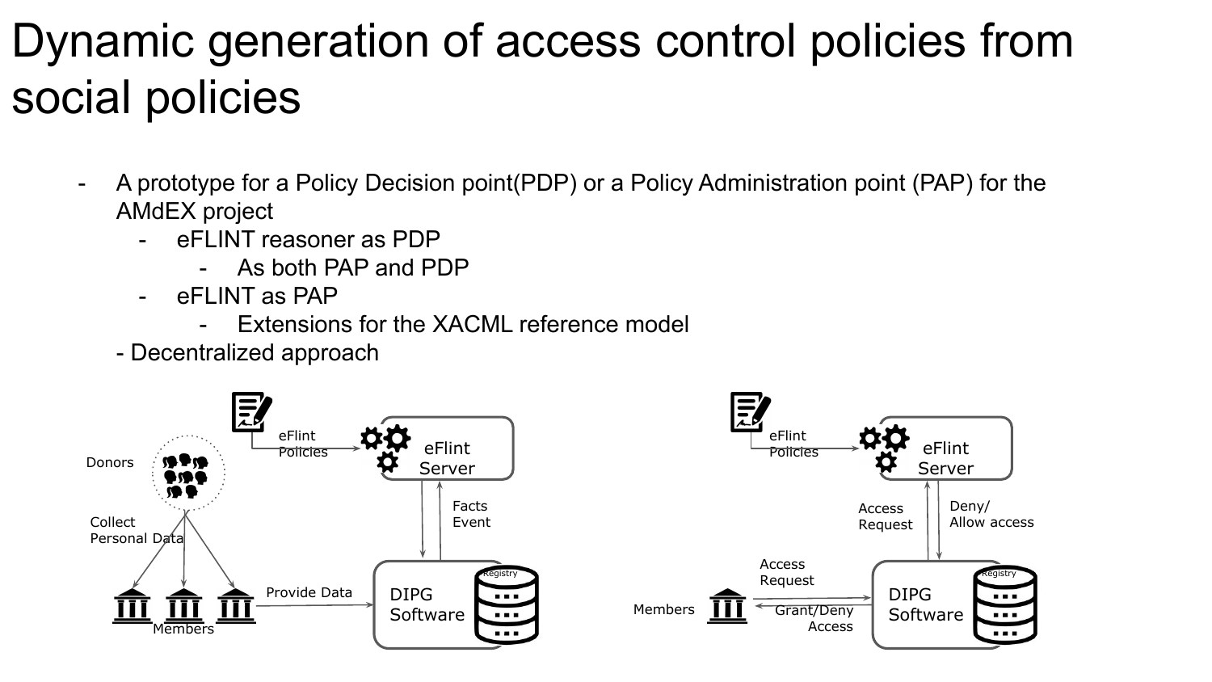# Dynamic generation of access control policies from social policies

- A prototype for a Policy Decision point(PDP) or a Policy Administration point (PAP) for the AMdEX project
  - eFLINT reasoner as PDP
    - As both PAP and PDP
  - eFLINT as PAP
    - Extensions for the XACML reference model
  - Decentralized approach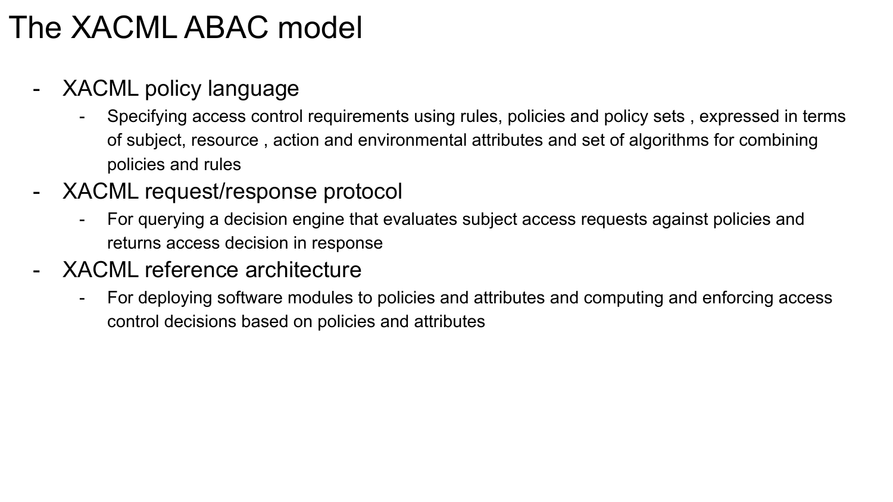# The XACML ABAC model

- XACML policy language
    - Specifying access control requirements using rules, policies and policy sets , expressed in terms of subject, resource , action and environmental attributes and set of algorithms for combining policies and rules
- XACML request/response protocol
    - For querying a decision engine that evaluates subject access requests against policies and returns access decision in response
- XACML reference architecture
    - For deploying software modules to policies and attributes and computing and enforcing access control decisions based on policies and attributes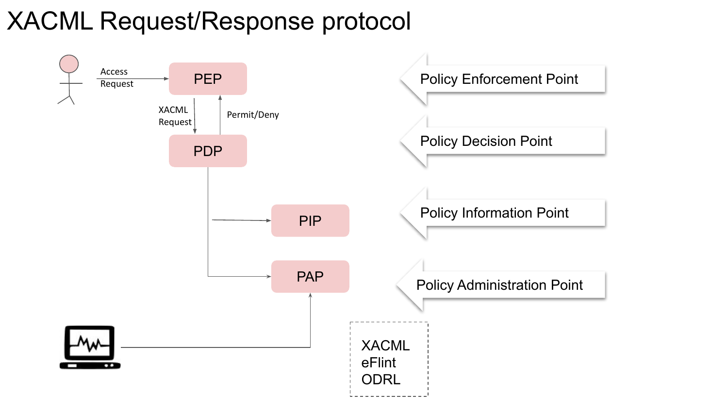# XACML Request/Response protocol

Access Request

PEP

XACML Request

Permit/Deny

PDP

PIP

PAP

Policy Enforcement Point

Policy Decision Point

Policy Information Point

Policy Administration Point

XACML
eFlint
ODRL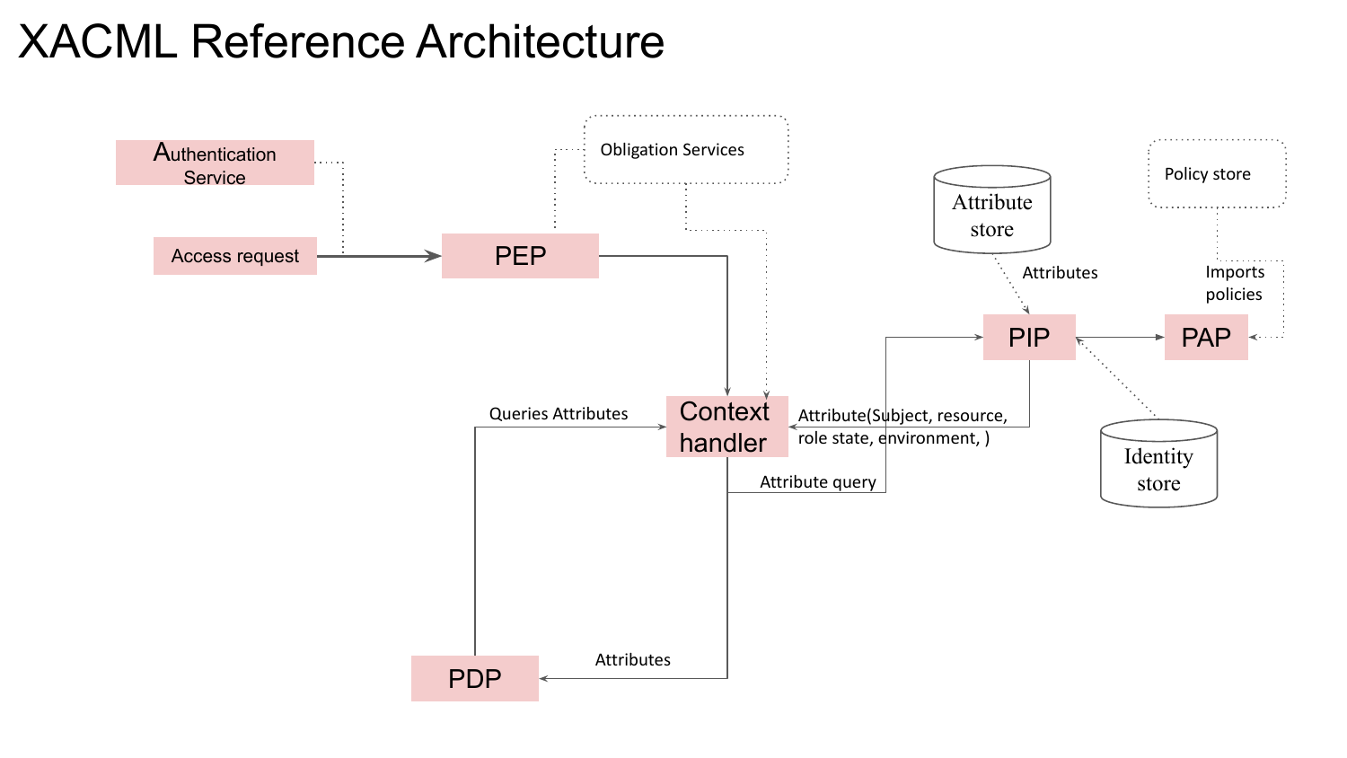# XACML Reference Architecture

Authentication Service

Access request

PEP

Obligation Services

Attribute store

Attributes

Policy store

Imports policies

PIP

PAP

Context handler

Queries Attributes

Attribute(Subject, resource, role state, environment, )

Attribute query

Identity store

PDP

Attributes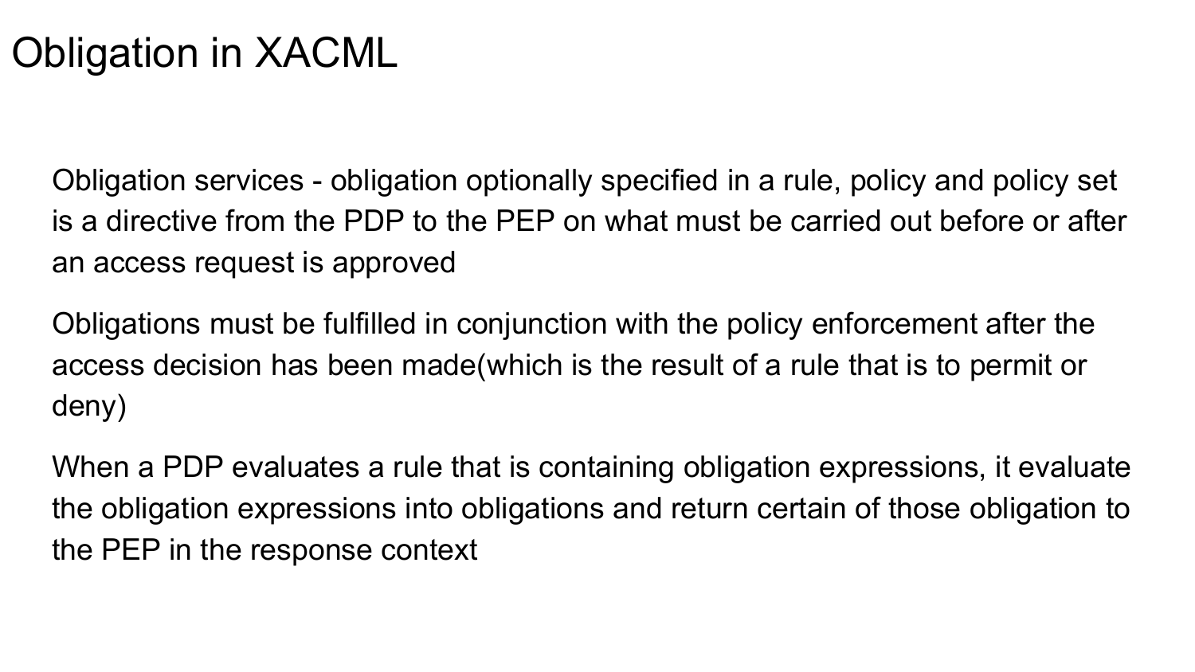# Obligation in XACML

Obligation services - obligation optionally specified in a rule, policy and policy set is a directive from the PDP to the PEP on what must be carried out before or after an access request is approved

Obligations must be fulfilled in conjunction with the policy enforcement after the access decision has been made(which is the result of a rule that is to permit or deny)

When a PDP evaluates a rule that is containing obligation expressions, it evaluate the obligation expressions into obligations and return certain of those obligation to the PEP in the response context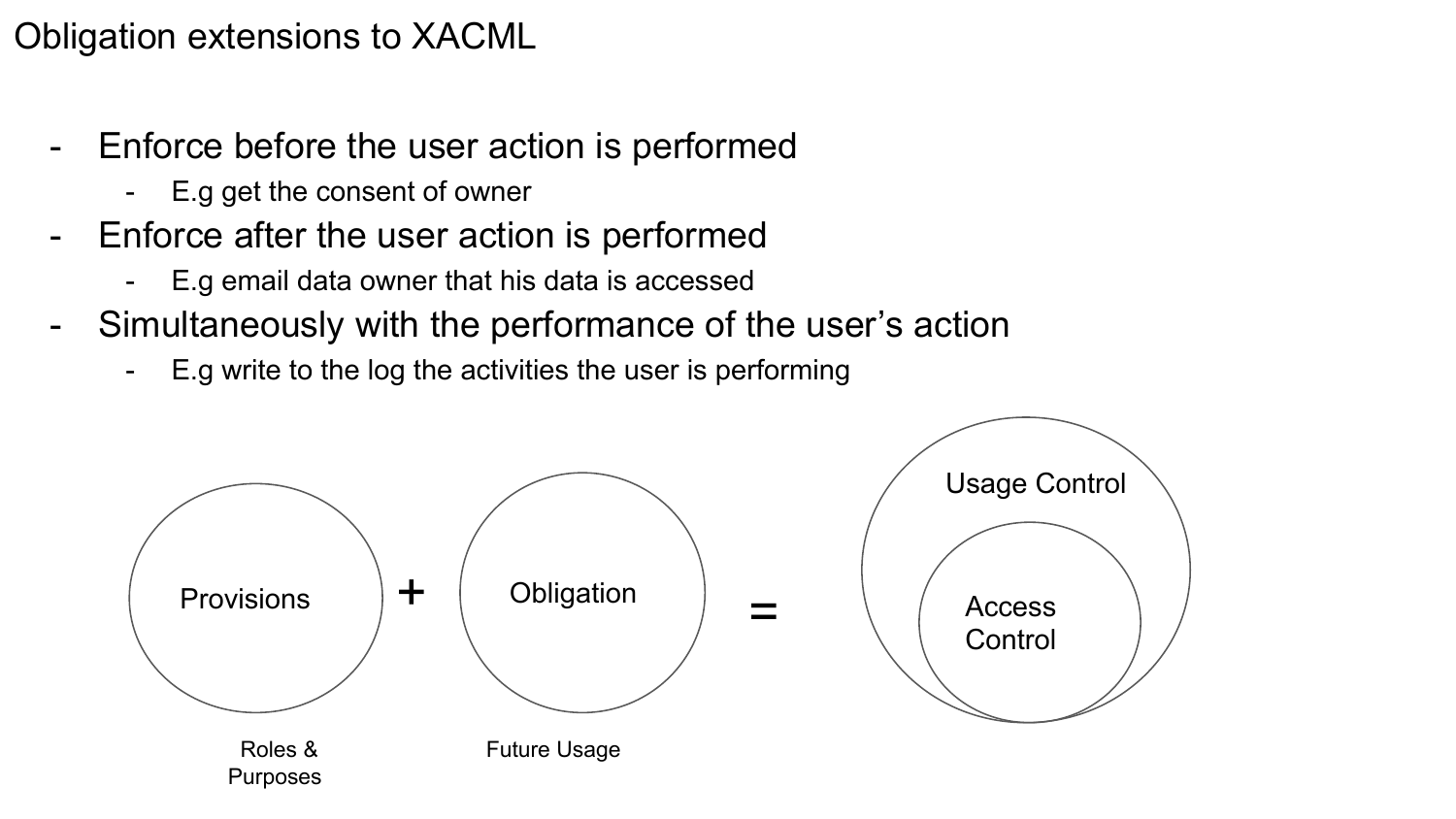# Obligation extensions to XACML

- Enforce before the user action is performed
  - E.g get the consent of owner
- Enforce after the user action is performed
  - E.g email data owner that his data is accessed
- Simultaneously with the performance of the user's action
  - E.g write to the log the activities the user is performing

Provisions + Obligation = Usage Control (Access Control)

Roles & Purposes

Future Usage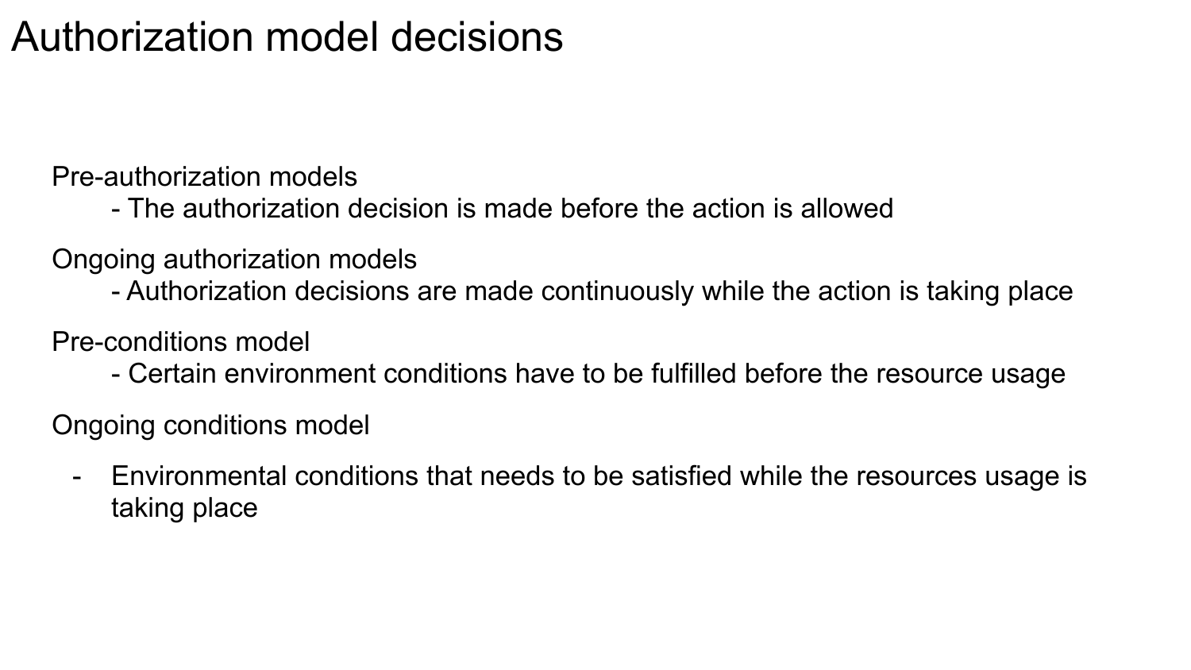# Authorization model decisions

Pre-authorization models

- The authorization decision is made before the action is allowed

Ongoing authorization models

- Authorization decisions are made continuously while the action is taking place

Pre-conditions model

- Certain environment conditions have to be fulfilled before the resource usage

Ongoing conditions model

- Environmental conditions that needs to be satisfied while the resources usage is taking place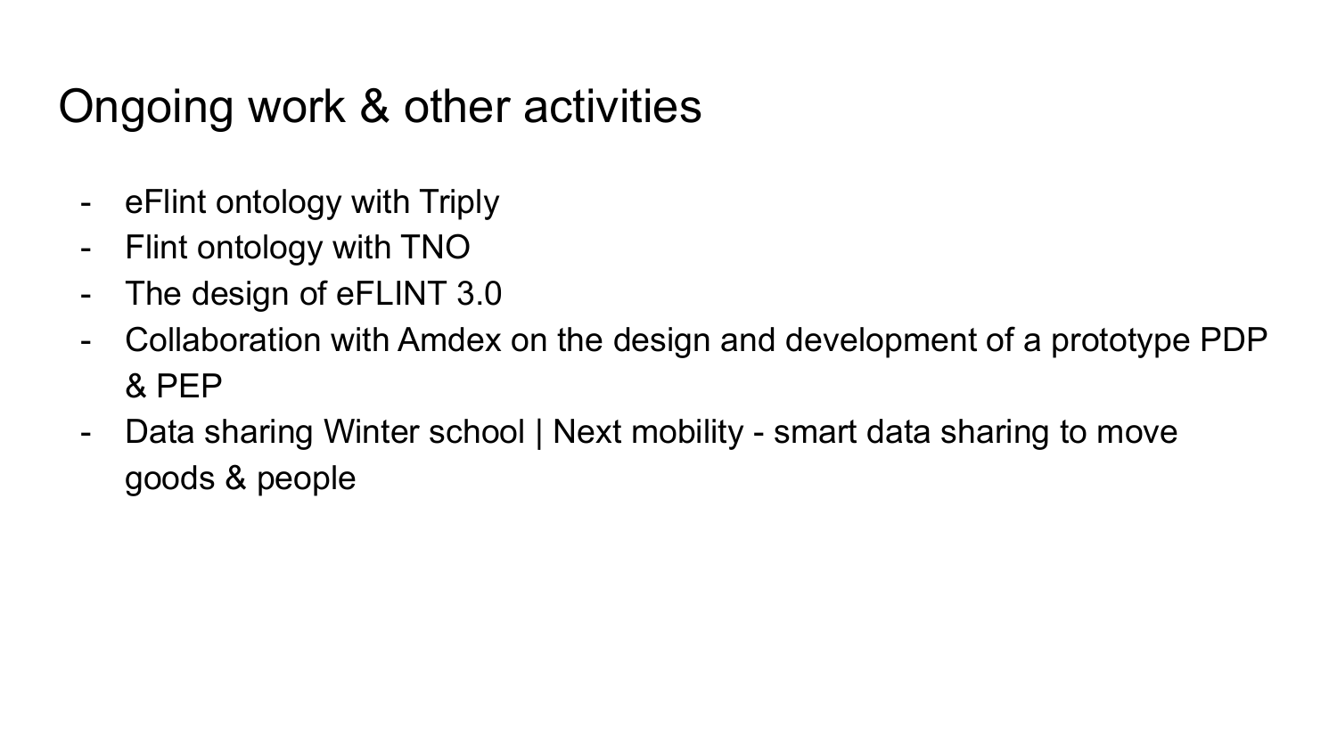# Ongoing work & other activities

- eFlint ontology with Triply
- Flint ontology with TNO
- The design of eFLINT 3.0
- Collaboration with Amdex on the design and development of a prototype PDP & PEP
- Data sharing Winter school | Next mobility - smart data sharing to move goods & people